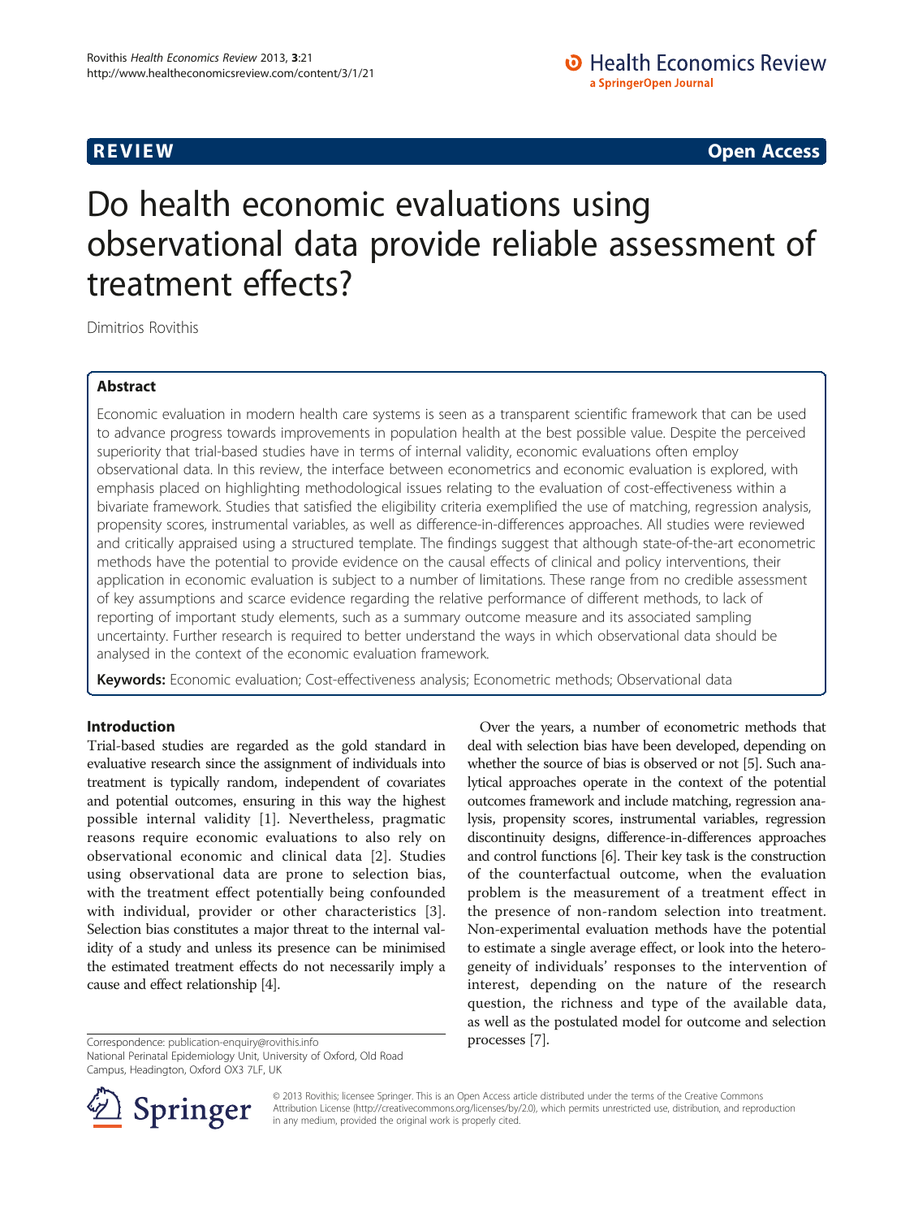REVIEW Open Access

# Do health economic evaluations using observational data provide reliable assessment of treatment effects?

Dimitrios Rovithis

## Abstract

Economic evaluation in modern health care systems is seen as a transparent scientific framework that can be used to advance progress towards improvements in population health at the best possible value. Despite the perceived superiority that trial-based studies have in terms of internal validity, economic evaluations often employ observational data. In this review, the interface between econometrics and economic evaluation is explored, with emphasis placed on highlighting methodological issues relating to the evaluation of cost-effectiveness within a bivariate framework. Studies that satisfied the eligibility criteria exemplified the use of matching, regression analysis, propensity scores, instrumental variables, as well as difference-in-differences approaches. All studies were reviewed and critically appraised using a structured template. The findings suggest that although state-of-the-art econometric methods have the potential to provide evidence on the causal effects of clinical and policy interventions, their application in economic evaluation is subject to a number of limitations. These range from no credible assessment of key assumptions and scarce evidence regarding the relative performance of different methods, to lack of reporting of important study elements, such as a summary outcome measure and its associated sampling uncertainty. Further research is required to better understand the ways in which observational data should be analysed in the context of the economic evaluation framework.

**Keywords:** Economic evaluation; Cost-effectiveness analysis; Econometric methods; Observational data

## Introduction

Trial-based studies are regarded as the gold standard in evaluative research since the assignment of individuals into treatment is typically random, independent of covariates and potential outcomes, ensuring in this way the highest possible internal validity [1]. Nevertheless, pragmatic reasons require economic evaluations to also rely on observational economic and clinical data [2]. Studies using observational data are prone to selection bias, with the treatment effect potentially being confounded with individual, provider or other characteristics [3]. Selection bias constitutes a major threat to the internal validity of a study and unless its presence can be minimised the estimated treatment effects do not necessarily imply a cause and effect relationship [4].

Over the years, a number of econometric methods that deal with selection bias have been developed, depending on whether the source of bias is observed or not [5]. Such analytical approaches operate in the context of the potential outcomes framework and include matching, regression analysis, propensity scores, instrumental variables, regression discontinuity designs, difference-in-differences approaches and control functions [6]. Their key task is the construction of the counterfactual outcome, when the evaluation problem is the measurement of a treatment effect in the presence of non-random selection into treatment. Non-experimental evaluation methods have the potential to estimate a single average effect, or look into the heterogeneity of individuals' responses to the intervention of interest, depending on the nature of the research question, the richness and type of the available data, as well as the postulated model for outcome and selection processes [7].

Correspondence: publication-enquiry@rovithis.info
National Perinatal Epidemiology Unit, University of Oxford, Old Road Campus, Headington, Oxford OX3 7LF, UK

© 2013 Rovithis; licensee Springer. This is an Open Access article distributed under the terms of the Creative Commons Attribution License (http://creativecommons.org/licenses/by/2.0), which permits unrestricted use, distribution, and reproduction in any medium, provided the original work is properly cited.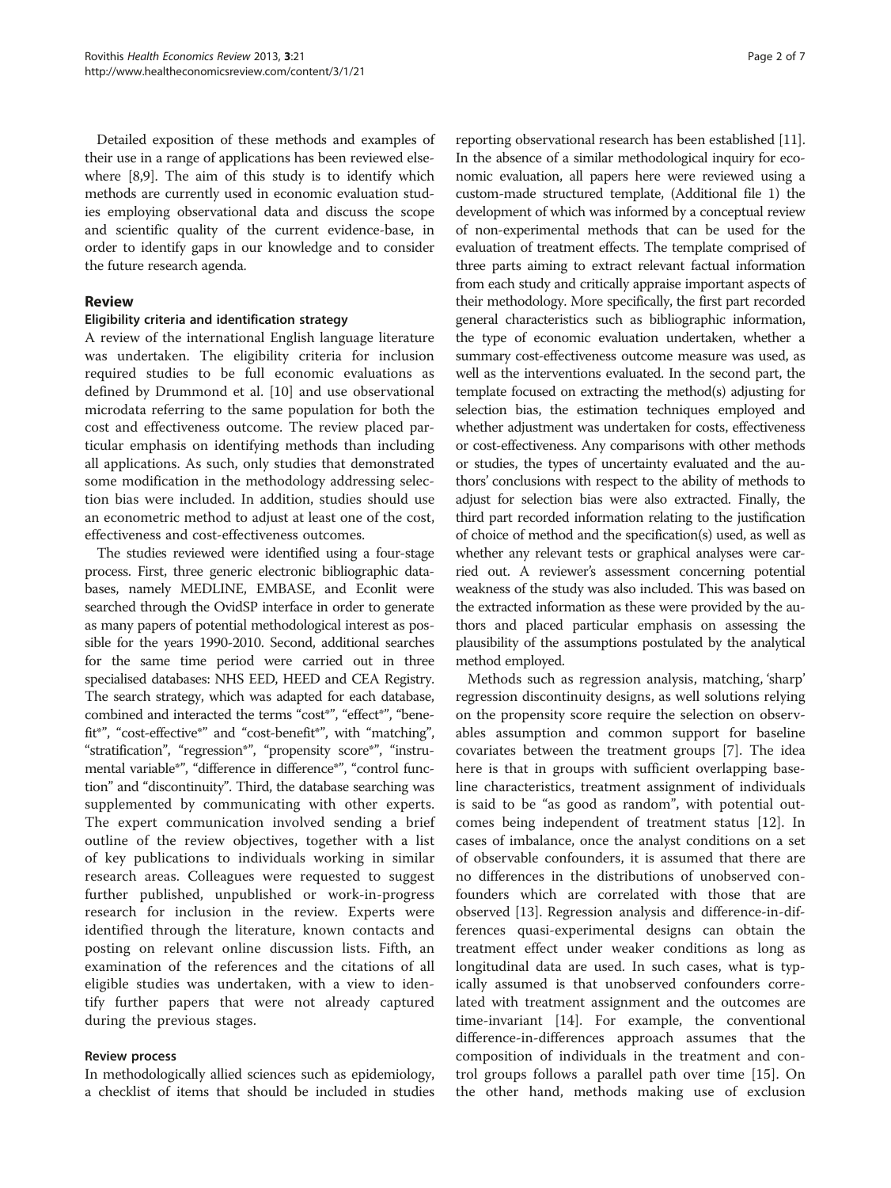Detailed exposition of these methods and examples of their use in a range of applications has been reviewed elsewhere [8,9]. The aim of this study is to identify which methods are currently used in economic evaluation studies employing observational data and discuss the scope and scientific quality of the current evidence-base, in order to identify gaps in our knowledge and to consider the future research agenda.

## Review

### Eligibility criteria and identification strategy

A review of the international English language literature was undertaken. The eligibility criteria for inclusion required studies to be full economic evaluations as defined by Drummond et al. [10] and use observational microdata referring to the same population for both the cost and effectiveness outcome. The review placed particular emphasis on identifying methods than including all applications. As such, only studies that demonstrated some modification in the methodology addressing selection bias were included. In addition, studies should use an econometric method to adjust at least one of the cost, effectiveness and cost-effectiveness outcomes.

The studies reviewed were identified using a four-stage process. First, three generic electronic bibliographic databases, namely MEDLINE, EMBASE, and Econlit were searched through the OvidSP interface in order to generate as many papers of potential methodological interest as possible for the years 1990-2010. Second, additional searches for the same time period were carried out in three specialised databases: NHS EED, HEED and CEA Registry. The search strategy, which was adapted for each database, combined and interacted the terms "cost*", "effect*", "benefit*", "cost-effective*" and "cost-benefit*", with "matching", "stratification", "regression*", "propensity score*", "instrumental variable*", "difference in difference*", "control function" and "discontinuity". Third, the database searching was supplemented by communicating with other experts. The expert communication involved sending a brief outline of the review objectives, together with a list of key publications to individuals working in similar research areas. Colleagues were requested to suggest further published, unpublished or work-in-progress research for inclusion in the review. Experts were identified through the literature, known contacts and posting on relevant online discussion lists. Fifth, an examination of the references and the citations of all eligible studies was undertaken, with a view to identify further papers that were not already captured during the previous stages.

### Review process

In methodologically allied sciences such as epidemiology, a checklist of items that should be included in studies reporting observational research has been established [11]. In the absence of a similar methodological inquiry for economic evaluation, all papers here were reviewed using a custom-made structured template, (Additional file 1) the development of which was informed by a conceptual review of non-experimental methods that can be used for the evaluation of treatment effects. The template comprised of three parts aiming to extract relevant factual information from each study and critically appraise important aspects of their methodology. More specifically, the first part recorded general characteristics such as bibliographic information, the type of economic evaluation undertaken, whether a summary cost-effectiveness outcome measure was used, as well as the interventions evaluated. In the second part, the template focused on extracting the method(s) adjusting for selection bias, the estimation techniques employed and whether adjustment was undertaken for costs, effectiveness or cost-effectiveness. Any comparisons with other methods or studies, the types of uncertainty evaluated and the authors' conclusions with respect to the ability of methods to adjust for selection bias were also extracted. Finally, the third part recorded information relating to the justification of choice of method and the specification(s) used, as well as whether any relevant tests or graphical analyses were carried out. A reviewer's assessment concerning potential weakness of the study was also included. This was based on the extracted information as these were provided by the authors and placed particular emphasis on assessing the plausibility of the assumptions postulated by the analytical method employed.

Methods such as regression analysis, matching, 'sharp' regression discontinuity designs, as well solutions relying on the propensity score require the selection on observables assumption and common support for baseline covariates between the treatment groups [7]. The idea here is that in groups with sufficient overlapping baseline characteristics, treatment assignment of individuals is said to be "as good as random", with potential outcomes being independent of treatment status [12]. In cases of imbalance, once the analyst conditions on a set of observable confounders, it is assumed that there are no differences in the distributions of unobserved confounders which are correlated with those that are observed [13]. Regression analysis and difference-in-differences quasi-experimental designs can obtain the treatment effect under weaker conditions as long as longitudinal data are used. In such cases, what is typically assumed is that unobserved confounders correlated with treatment assignment and the outcomes are time-invariant [14]. For example, the conventional difference-in-differences approach assumes that the composition of individuals in the treatment and control groups follows a parallel path over time [15]. On the other hand, methods making use of exclusion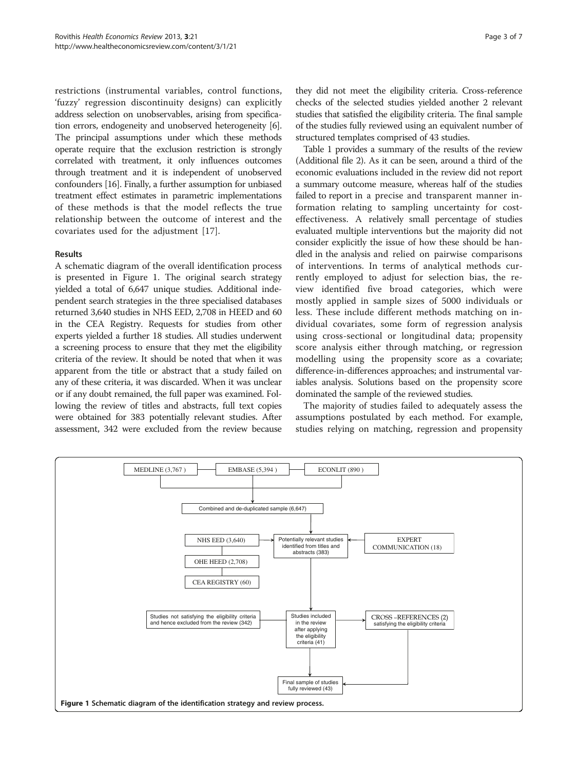restrictions (instrumental variables, control functions, 'fuzzy' regression discontinuity designs) can explicitly address selection on unobservables, arising from specification errors, endogeneity and unobserved heterogeneity [6]. The principal assumptions under which these methods operate require that the exclusion restriction is strongly correlated with treatment, it only influences outcomes through treatment and it is independent of unobserved confounders [16]. Finally, a further assumption for unbiased treatment effect estimates in parametric implementations of these methods is that the model reflects the true relationship between the outcome of interest and the covariates used for the adjustment [17].

## Results

A schematic diagram of the overall identification process is presented in Figure 1. The original search strategy yielded a total of 6,647 unique studies. Additional independent search strategies in the three specialised databases returned 3,640 studies in NHS EED, 2,708 in HEED and 60 in the CEA Registry. Requests for studies from other experts yielded a further 18 studies. All studies underwent a screening process to ensure that they met the eligibility criteria of the review. It should be noted that when it was apparent from the title or abstract that a study failed on any of these criteria, it was discarded. When it was unclear or if any doubt remained, the full paper was examined. Following the review of titles and abstracts, full text copies were obtained for 383 potentially relevant studies. After assessment, 342 were excluded from the review because they did not meet the eligibility criteria. Cross-reference checks of the selected studies yielded another 2 relevant studies that satisfied the eligibility criteria. The final sample of the studies fully reviewed using an equivalent number of structured templates comprised of 43 studies.

Table 1 provides a summary of the results of the review (Additional file 2). As it can be seen, around a third of the economic evaluations included in the review did not report a summary outcome measure, whereas half of the studies failed to report in a precise and transparent manner information relating to sampling uncertainty for cost-effectiveness. A relatively small percentage of studies evaluated multiple interventions but the majority did not consider explicitly the issue of how these should be handled in the analysis and relied on pairwise comparisons of interventions. In terms of analytical methods currently employed to adjust for selection bias, the review identified five broad categories, which were mostly applied in sample sizes of 5000 individuals or less. These include different methods matching on individual covariates, some form of regression analysis using cross-sectional or longitudinal data; propensity score analysis either through matching, or regression modelling using the propensity score as a covariate; difference-in-differences approaches; and instrumental variables analysis. Solutions based on the propensity score dominated the sample of the reviewed studies.

The majority of studies failed to adequately assess the assumptions postulated by each method. For example, studies relying on matching, regression and propensity

MEDLINE (3,767) — EMBASE (5,394) — ECONLIT (890)

Combined and de-duplicated sample (6,647)

NHS EED (3,640)

OHE HEED (2,708)

CEA REGISTRY (60)

Potentially relevant studies identified from titles and abstracts (383)

EXPERT COMMUNICATION (18)

Studies not satisfying the eligibility criteria and hence excluded from the review (342)

Studies included in the review after applying the eligibility criteria (41)

CROSS –REFERENCES (2) satisfying the eligibility criteria

Final sample of studies fully reviewed (43)

**Figure 1 Schematic diagram of the identification strategy and review process.**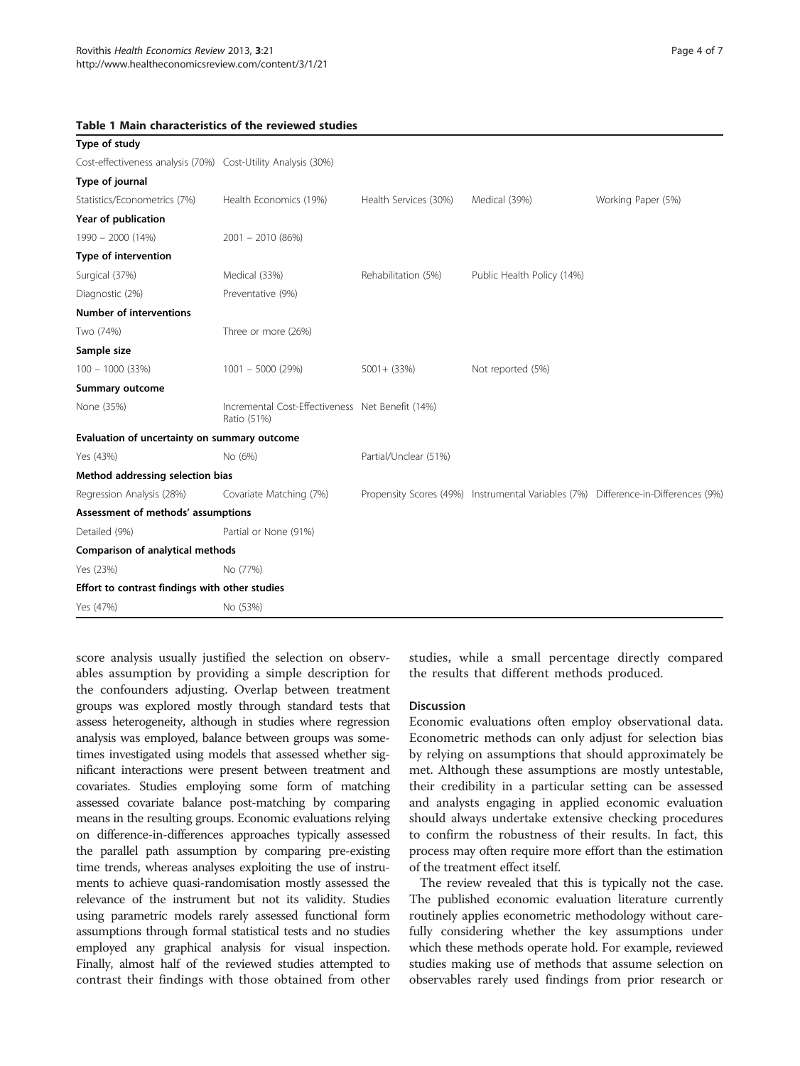**Table 1 Main characteristics of the reviewed studies**

| | | | | |
|---|---|---|---|---|
| **Type of study** | | | | |
| Cost-effectiveness analysis (70%) | Cost-Utility Analysis (30%) | | | |
| **Type of journal** | | | | |
| Statistics/Econometrics (7%) | Health Economics (19%) | Health Services (30%) | Medical (39%) | Working Paper (5%) |
| **Year of publication** | | | | |
| 1990 – 2000 (14%) | 2001 – 2010 (86%) | | | |
| **Type of intervention** | | | | |
| Surgical (37%) | Medical (33%) | Rehabilitation (5%) | Public Health Policy (14%) | |
| Diagnostic (2%) | Preventative (9%) | | | |
| **Number of interventions** | | | | |
| Two (74%) | Three or more (26%) | | | |
| **Sample size** | | | | |
| 100 – 1000 (33%) | 1001 – 5000 (29%) | 5001+ (33%) | Not reported (5%) | |
| **Summary outcome** | | | | |
| None (35%) | Incremental Cost-Effectiveness Ratio (51%) | Net Benefit (14%) | | |
| **Evaluation of uncertainty on summary outcome** | | | | |
| Yes (43%) | No (6%) | Partial/Unclear (51%) | | |
| **Method addressing selection bias** | | | | |
| Regression Analysis (28%) | Covariate Matching (7%) | Propensity Scores (49%) | Instrumental Variables (7%) | Difference-in-Differences (9%) |
| **Assessment of methods' assumptions** | | | | |
| Detailed (9%) | Partial or None (91%) | | | |
| **Comparison of analytical methods** | | | | |
| Yes (23%) | No (77%) | | | |
| **Effort to contrast findings with other studies** | | | | |
| Yes (47%) | No (53%) | | | |

score analysis usually justified the selection on observables assumption by providing a simple description for the confounders adjusting. Overlap between treatment groups was explored mostly through standard tests that assess heterogeneity, although in studies where regression analysis was employed, balance between groups was sometimes investigated using models that assessed whether significant interactions were present between treatment and covariates. Studies employing some form of matching assessed covariate balance post-matching by comparing means in the resulting groups. Economic evaluations relying on difference-in-differences approaches typically assessed the parallel path assumption by comparing pre-existing time trends, whereas analyses exploiting the use of instruments to achieve quasi-randomisation mostly assessed the relevance of the instrument but not its validity. Studies using parametric models rarely assessed functional form assumptions through formal statistical tests and no studies employed any graphical analysis for visual inspection. Finally, almost half of the reviewed studies attempted to contrast their findings with those obtained from other studies, while a small percentage directly compared the results that different methods produced.

## Discussion

Economic evaluations often employ observational data. Econometric methods can only adjust for selection bias by relying on assumptions that should approximately be met. Although these assumptions are mostly untestable, their credibility in a particular setting can be assessed and analysts engaging in applied economic evaluation should always undertake extensive checking procedures to confirm the robustness of their results. In fact, this process may often require more effort than the estimation of the treatment effect itself.

The review revealed that this is typically not the case. The published economic evaluation literature currently routinely applies econometric methodology without carefully considering whether the key assumptions under which these methods operate hold. For example, reviewed studies making use of methods that assume selection on observables rarely used findings from prior research or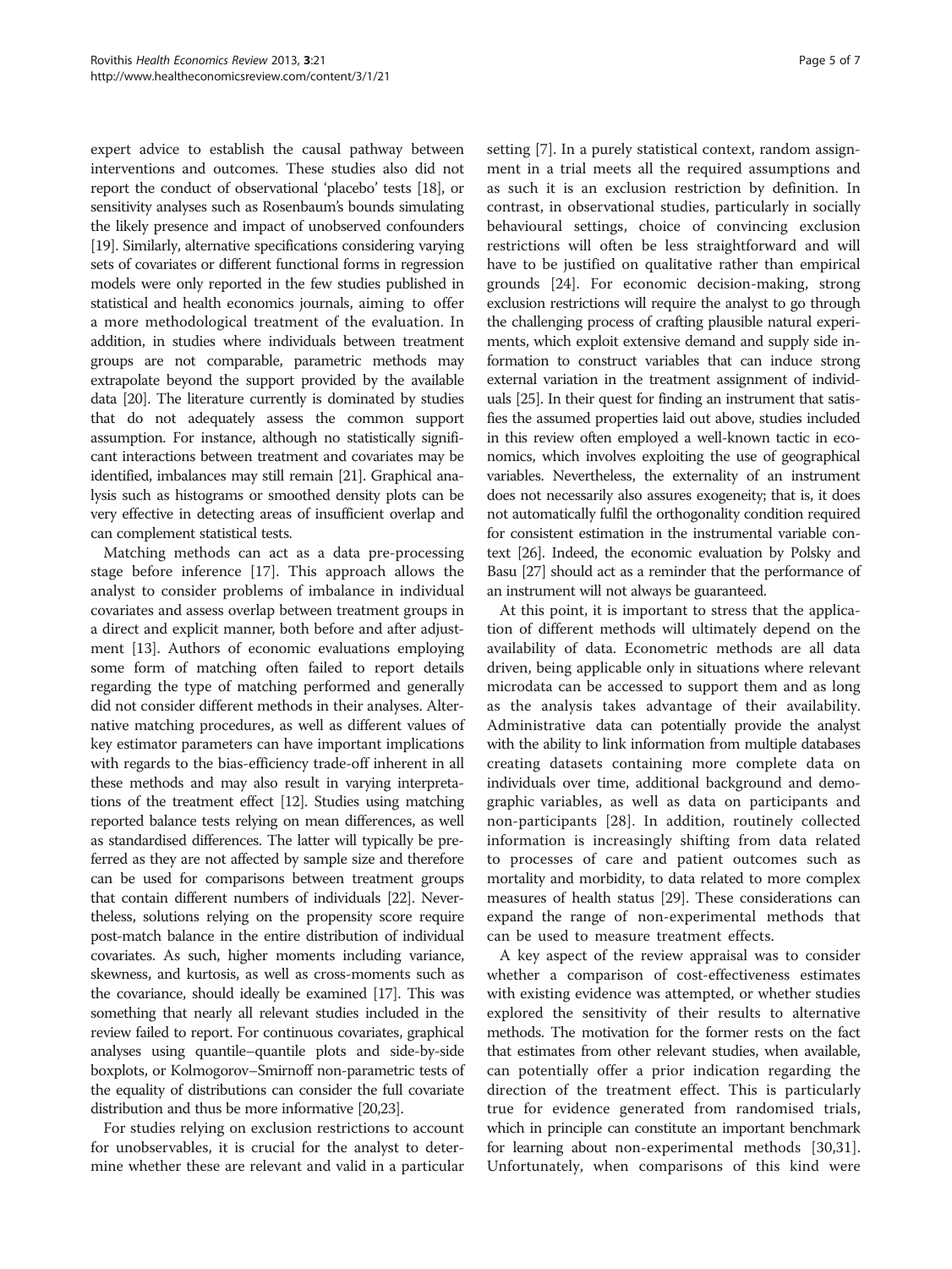expert advice to establish the causal pathway between interventions and outcomes. These studies also did not report the conduct of observational 'placebo' tests [18], or sensitivity analyses such as Rosenbaum's bounds simulating the likely presence and impact of unobserved confounders [19]. Similarly, alternative specifications considering varying sets of covariates or different functional forms in regression models were only reported in the few studies published in statistical and health economics journals, aiming to offer a more methodological treatment of the evaluation. In addition, in studies where individuals between treatment groups are not comparable, parametric methods may extrapolate beyond the support provided by the available data [20]. The literature currently is dominated by studies that do not adequately assess the common support assumption. For instance, although no statistically significant interactions between treatment and covariates may be identified, imbalances may still remain [21]. Graphical analysis such as histograms or smoothed density plots can be very effective in detecting areas of insufficient overlap and can complement statistical tests.

Matching methods can act as a data pre-processing stage before inference [17]. This approach allows the analyst to consider problems of imbalance in individual covariates and assess overlap between treatment groups in a direct and explicit manner, both before and after adjustment [13]. Authors of economic evaluations employing some form of matching often failed to report details regarding the type of matching performed and generally did not consider different methods in their analyses. Alternative matching procedures, as well as different values of key estimator parameters can have important implications with regards to the bias-efficiency trade-off inherent in all these methods and may also result in varying interpretations of the treatment effect [12]. Studies using matching reported balance tests relying on mean differences, as well as standardised differences. The latter will typically be preferred as they are not affected by sample size and therefore can be used for comparisons between treatment groups that contain different numbers of individuals [22]. Nevertheless, solutions relying on the propensity score require post-match balance in the entire distribution of individual covariates. As such, higher moments including variance, skewness, and kurtosis, as well as cross-moments such as the covariance, should ideally be examined [17]. This was something that nearly all relevant studies included in the review failed to report. For continuous covariates, graphical analyses using quantile–quantile plots and side-by-side boxplots, or Kolmogorov–Smirnoff non-parametric tests of the equality of distributions can consider the full covariate distribution and thus be more informative [20,23].

For studies relying on exclusion restrictions to account for unobservables, it is crucial for the analyst to determine whether these are relevant and valid in a particular setting [7]. In a purely statistical context, random assignment in a trial meets all the required assumptions and as such it is an exclusion restriction by definition. In contrast, in observational studies, particularly in socially behavioural settings, choice of convincing exclusion restrictions will often be less straightforward and will have to be justified on qualitative rather than empirical grounds [24]. For economic decision-making, strong exclusion restrictions will require the analyst to go through the challenging process of crafting plausible natural experiments, which exploit extensive demand and supply side information to construct variables that can induce strong external variation in the treatment assignment of individuals [25]. In their quest for finding an instrument that satisfies the assumed properties laid out above, studies included in this review often employed a well-known tactic in economics, which involves exploiting the use of geographical variables. Nevertheless, the externality of an instrument does not necessarily also assure exogeneity; that is, it does not automatically fulfil the orthogonality condition required for consistent estimation in the instrumental variable context [26]. Indeed, the economic evaluation by Polsky and Basu [27] should act as a reminder that the performance of an instrument will not always be guaranteed.

At this point, it is important to stress that the application of different methods will ultimately depend on the availability of data. Econometric methods are all data driven, being applicable only in situations where relevant microdata can be accessed to support them and as long as the analysis takes advantage of their availability. Administrative data can potentially provide the analyst with the ability to link information from multiple databases creating datasets containing more complete data on individuals over time, additional background and demographic variables, as well as data on participants and non-participants [28]. In addition, routinely collected information is increasingly shifting from data related to processes of care and patient outcomes such as mortality and morbidity, to data related to more complex measures of health status [29]. These considerations can expand the range of non-experimental methods that can be used to measure treatment effects.

A key aspect of the review appraisal was to consider whether a comparison of cost-effectiveness estimates with existing evidence was attempted, or whether studies explored the sensitivity of their results to alternative methods. The motivation for the former rests on the fact that estimates from other relevant studies, when available, can potentially offer a prior indication regarding the direction of the treatment effect. This is particularly true for evidence generated from randomised trials, which in principle can constitute an important benchmark for learning about non-experimental methods [30,31]. Unfortunately, when comparisons of this kind were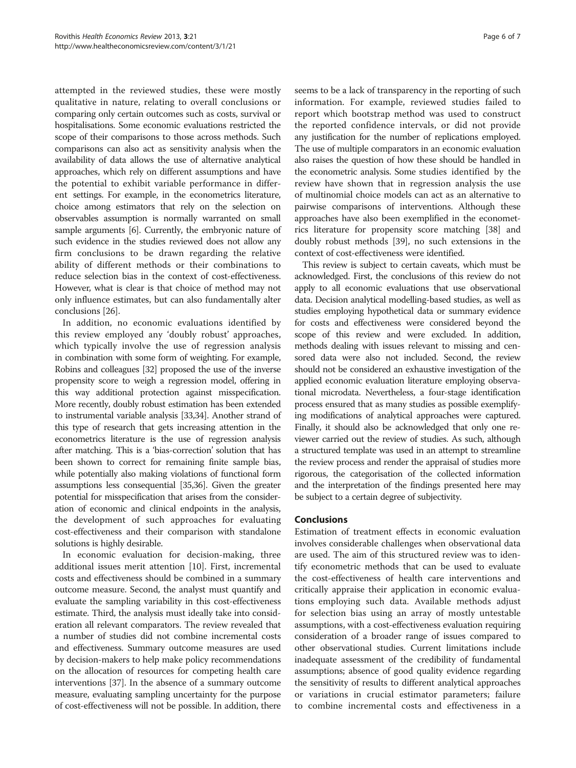attempted in the reviewed studies, these were mostly qualitative in nature, relating to overall conclusions or comparing only certain outcomes such as costs, survival or hospitalisations. Some economic evaluations restricted the scope of their comparisons to those across methods. Such comparisons can also act as sensitivity analysis when the availability of data allows the use of alternative analytical approaches, which rely on different assumptions and have the potential to exhibit variable performance in different settings. For example, in the econometrics literature, choice among estimators that rely on the selection on observables assumption is normally warranted on small sample arguments [6]. Currently, the embryonic nature of such evidence in the studies reviewed does not allow any firm conclusions to be drawn regarding the relative ability of different methods or their combinations to reduce selection bias in the context of cost-effectiveness. However, what is clear is that choice of method may not only influence estimates, but can also fundamentally alter conclusions [26].

In addition, no economic evaluations identified by this review employed any 'doubly robust' approaches, which typically involve the use of regression analysis in combination with some form of weighting. For example, Robins and colleagues [32] proposed the use of the inverse propensity score to weigh a regression model, offering in this way additional protection against misspecification. More recently, doubly robust estimation has been extended to instrumental variable analysis [33,34]. Another strand of this type of research that gets increasing attention in the econometrics literature is the use of regression analysis after matching. This is a 'bias-correction' solution that has been shown to correct for remaining finite sample bias, while potentially also making violations of functional form assumptions less consequential [35,36]. Given the greater potential for misspecification that arises from the consideration of economic and clinical endpoints in the analysis, the development of such approaches for evaluating cost-effectiveness and their comparison with standalone solutions is highly desirable.

In economic evaluation for decision-making, three additional issues merit attention [10]. First, incremental costs and effectiveness should be combined in a summary outcome measure. Second, the analyst must quantify and evaluate the sampling variability in this cost-effectiveness estimate. Third, the analysis must ideally take into consideration all relevant comparators. The review revealed that a number of studies did not combine incremental costs and effectiveness. Summary outcome measures are used by decision-makers to help make policy recommendations on the allocation of resources for competing health care interventions [37]. In the absence of a summary outcome measure, evaluating sampling uncertainty for the purpose of cost-effectiveness will not be possible. In addition, there seems to be a lack of transparency in the reporting of such information. For example, reviewed studies failed to report which bootstrap method was used to construct the reported confidence intervals, or did not provide any justification for the number of replications employed. The use of multiple comparators in an economic evaluation also raises the question of how these should be handled in the econometric analysis. Some studies identified by the review have shown that in regression analysis the use of multinomial choice models can act as an alternative to pairwise comparisons of interventions. Although these approaches have also been exemplified in the econometrics literature for propensity score matching [38] and doubly robust methods [39], no such extensions in the context of cost-effectiveness were identified.

This review is subject to certain caveats, which must be acknowledged. First, the conclusions of this review do not apply to all economic evaluations that use observational data. Decision analytical modelling-based studies, as well as studies employing hypothetical data or summary evidence for costs and effectiveness were considered beyond the scope of this review and were excluded. In addition, methods dealing with issues relevant to missing and censored data were also not included. Second, the review should not be considered an exhaustive investigation of the applied economic evaluation literature employing observational microdata. Nevertheless, a four-stage identification process ensured that as many studies as possible exemplifying modifications of analytical approaches were captured. Finally, it should also be acknowledged that only one reviewer carried out the review of studies. As such, although a structured template was used in an attempt to streamline the review process and render the appraisal of studies more rigorous, the categorisation of the collected information and the interpretation of the findings presented here may be subject to a certain degree of subjectivity.

## Conclusions

Estimation of treatment effects in economic evaluation involves considerable challenges when observational data are used. The aim of this structured review was to identify econometric methods that can be used to evaluate the cost-effectiveness of health care interventions and critically appraise their application in economic evaluations employing such data. Available methods adjust for selection bias using an array of mostly untestable assumptions, with a cost-effectiveness evaluation requiring consideration of a broader range of issues compared to other observational studies. Current limitations include inadequate assessment of the credibility of fundamental assumptions; absence of good quality evidence regarding the sensitivity of results to different analytical approaches or variations in crucial estimator parameters; failure to combine incremental costs and effectiveness in a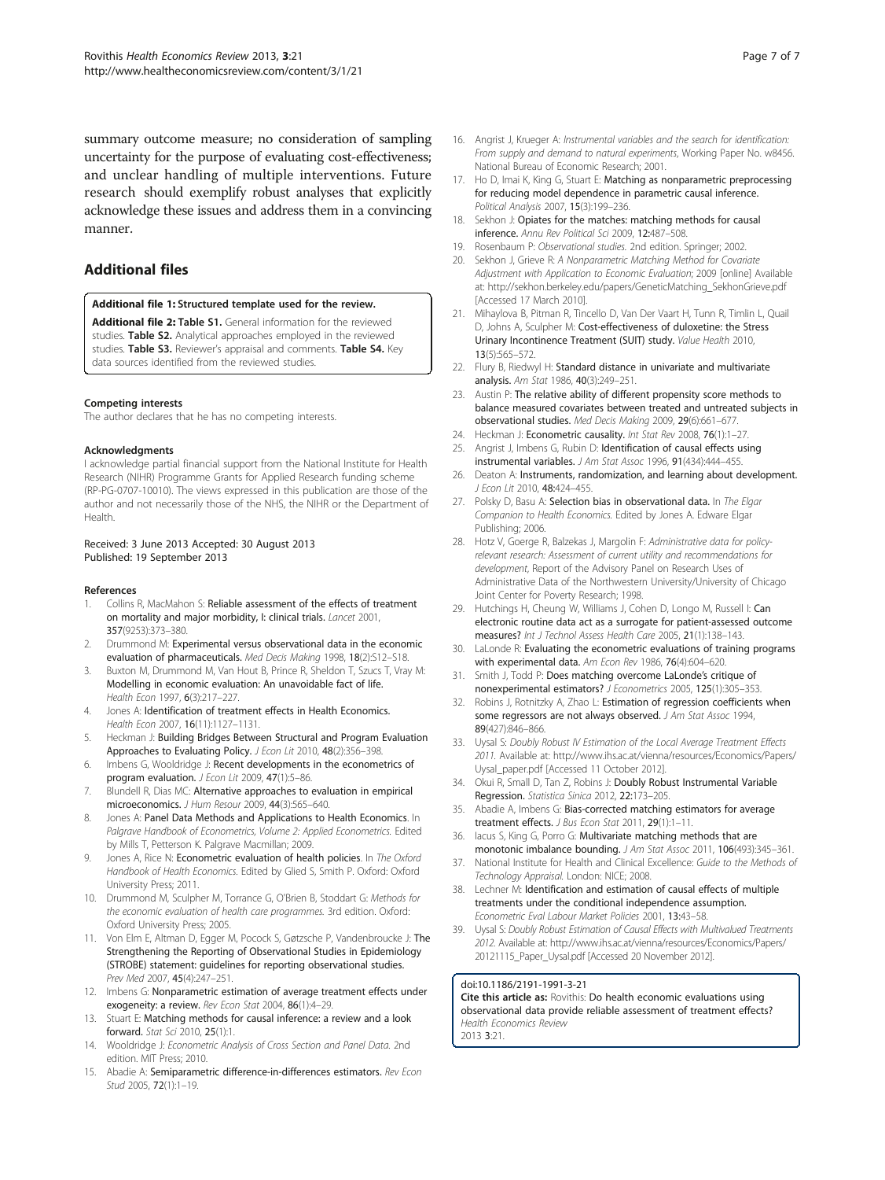summary outcome measure; no consideration of sampling uncertainty for the purpose of evaluating cost-effectiveness; and unclear handling of multiple interventions. Future research should exemplify robust analyses that explicitly acknowledge these issues and address them in a convincing manner.

## Additional files

**Additional file 1: Structured template used for the review.**

**Additional file 2: Table S1.** General information for the reviewed studies. **Table S2.** Analytical approaches employed in the reviewed studies. **Table S3.** Reviewer's appraisal and comments. **Table S4.** Key data sources identified from the reviewed studies.

#### Competing interests

The author declares that he has no competing interests.

#### Acknowledgments

I acknowledge partial financial support from the National Institute for Health Research (NIHR) Programme Grants for Applied Research funding scheme (RP-PG-0707-10010). The views expressed in this publication are those of the author and not necessarily those of the NHS, the NIHR or the Department of Health.

Received: 3 June 2013 Accepted: 30 August 2013
Published: 19 September 2013

#### References

1. Collins R, MacMahon S: **Reliable assessment of the effects of treatment on mortality and major morbidity, I: clinical trials.** *Lancet* 2001, **357**(9253):373–380.
2. Drummond M: **Experimental versus observational data in the economic evaluation of pharmaceuticals.** *Med Decis Making* 1998, **18**(2):S12–S18.
3. Buxton M, Drummond M, Van Hout B, Prince R, Sheldon T, Szucs T, Vray M: **Modelling in economic evaluation: An unavoidable fact of life.** *Health Econ* 1997, **6**(3):217–227.
4. Jones A: **Identification of treatment effects in Health Economics.** *Health Econ* 2007, **16**(11):1127–1131.
5. Heckman J: **Building Bridges Between Structural and Program Evaluation Approaches to Evaluating Policy.** *J Econ Lit* 2010, **48**(2):356–398.
6. Imbens G, Wooldridge J: **Recent developments in the econometrics of program evaluation.** *J Econ Lit* 2009, **47**(1):5–86.
7. Blundell R, Dias MC: **Alternative approaches to evaluation in empirical microeconomics.** *J Hum Resour* 2009, **44**(3):565–640.
8. Jones A: **Panel Data Methods and Applications to Health Economics.** In *Palgrave Handbook of Econometrics, Volume 2: Applied Econometrics.* Edited by Mills T, Petterson K. Palgrave Macmillan; 2009.
9. Jones A, Rice N: **Econometric evaluation of health policies.** In *The Oxford Handbook of Health Economics.* Edited by Glied S, Smith P. Oxford: Oxford University Press; 2011.
10. Drummond M, Sculpher M, Torrance G, O'Brien B, Stoddart G: *Methods for the economic evaluation of health care programmes.* 3rd edition. Oxford: Oxford University Press; 2005.
11. Von Elm E, Altman D, Egger M, Pocock S, Gøtzsche P, Vandenbroucke J: **The Strengthening the Reporting of Observational Studies in Epidemiology (STROBE) statement: guidelines for reporting observational studies.** *Prev Med* 2007, **45**(4):247–251.
12. Imbens G: **Nonparametric estimation of average treatment effects under exogeneity: a review.** *Rev Econ Stat* 2004, **86**(1):4–29.
13. Stuart E: **Matching methods for causal inference: a review and a look forward.** *Stat Sci* 2010, **25**(1):1.
14. Wooldridge J: *Econometric Analysis of Cross Section and Panel Data.* 2nd edition. MIT Press; 2010.
15. Abadie A: **Semiparametric difference-in-differences estimators.** *Rev Econ Stud* 2005, **72**(1):1–19.
16. Angrist J, Krueger A: *Instrumental variables and the search for identification: From supply and demand to natural experiments*, Working Paper No. w8456. National Bureau of Economic Research; 2001.
17. Ho D, Imai K, King G, Stuart E: **Matching as nonparametric preprocessing for reducing model dependence in parametric causal inference.** *Political Analysis* 2007, **15**(3):199–236.
18. Sekhon J: **Opiates for the matches: matching methods for causal inference.** *Annu Rev Political Sci* 2009, **12**:487–508.
19. Rosenbaum P: *Observational studies.* 2nd edition. Springer; 2002.
20. Sekhon J, Grieve R: *A Nonparametric Matching Method for Covariate Adjustment with Application to Economic Evaluation*; 2009 [online] Available at: http://sekhon.berkeley.edu/papers/GeneticMatching_SekhonGrieve.pdf [Accessed 17 March 2010].
21. Mihaylova B, Pitman R, Tincello D, Van Der Vaart H, Tunn R, Timlin L, Quail D, Johns A, Sculpher M: **Cost-effectiveness of duloxetine: the Stress Urinary Incontinence Treatment (SUIT) study.** *Value Health* 2010, **13**(5):565–572.
22. Flury B, Riedwyl H: **Standard distance in univariate and multivariate analysis.** *Am Stat* 1986, **40**(3):249–251.
23. Austin P: **The relative ability of different propensity score methods to balance measured covariates between treated and untreated subjects in observational studies.** *Med Decis Making* 2009, **29**(6):661–677.
24. Heckman J: **Econometric causality.** *Int Stat Rev* 2008, **76**(1):1–27.
25. Angrist J, Imbens G, Rubin D: **Identification of causal effects using instrumental variables.** *J Am Stat Assoc* 1996, **91**(434):444–455.
26. Deaton A: **Instruments, randomization, and learning about development.** *J Econ Lit* 2010, **48**:424–455.
27. Polsky D, Basu A: **Selection bias in observational data.** In *The Elgar Companion to Health Economics.* Edited by Jones A. Edware Elgar Publishing; 2006.
28. Hotz V, Goerge R, Balzekas J, Margolin F: *Administrative data for policy-relevant research: Assessment of current utility and recommendations for development*, Report of the Advisory Panel on Research Uses of Administrative Data of the Northwestern University/University of Chicago Joint Center for Poverty Research; 1998.
29. Hutchings H, Cheung W, Williams J, Cohen D, Longo M, Russell I: **Can electronic routine data act as a surrogate for patient-assessed outcome measures?** *Int J Technol Assess Health Care* 2005, **21**(1):138–143.
30. LaLonde R: **Evaluating the econometric evaluations of training programs with experimental data.** *Am Econ Rev* 1986, **76**(4):604–620.
31. Smith J, Todd P: **Does matching overcome LaLonde's critique of nonexperimental estimators?** *J Econometrics* 2005, **125**(1):305–353.
32. Robins J, Rotnitzky A, Zhao L: **Estimation of regression coefficients when some regressors are not always observed.** *J Am Stat Assoc* 1994, **89**(427):846–866.
33. Uysal S: *Doubly Robust IV Estimation of the Local Average Treatment Effects 2011.* Available at: http://www.ihs.ac.at/vienna/resources/Economics/Papers/Uysal_paper.pdf [Accessed 11 October 2012].
34. Okui R, Small D, Tan Z, Robins J: **Doubly Robust Instrumental Variable Regression.** *Statistica Sinica* 2012, **22**:173–205.
35. Abadie A, Imbens G: **Bias-corrected matching estimators for average treatment effects.** *J Bus Econ Stat* 2011, **29**(1):1–11.
36. Iacus S, King G, Porro G: **Multivariate matching methods that are monotonic imbalance bounding.** *J Am Stat Assoc* 2011, **106**(493):345–361.
37. National Institute for Health and Clinical Excellence: *Guide to the Methods of Technology Appraisal.* London: NICE; 2008.
38. Lechner M: **Identification and estimation of causal effects of multiple treatments under the conditional independence assumption.** *Econometric Eval Labour Market Policies* 2001, **13**:43–58.
39. Uysal S: *Doubly Robust Estimation of Causal Effects with Multivalued Treatments 2012.* Available at: http://www.ihs.ac.at/vienna/resources/Economics/Papers/20121115_Paper_Uysal.pdf [Accessed 20 November 2012].

doi:10.1186/2191-1991-3-21
**Cite this article as:** Rovithis: Do health economic evaluations using observational data provide reliable assessment of treatment effects? *Health Economics Review* 2013 **3**:21.